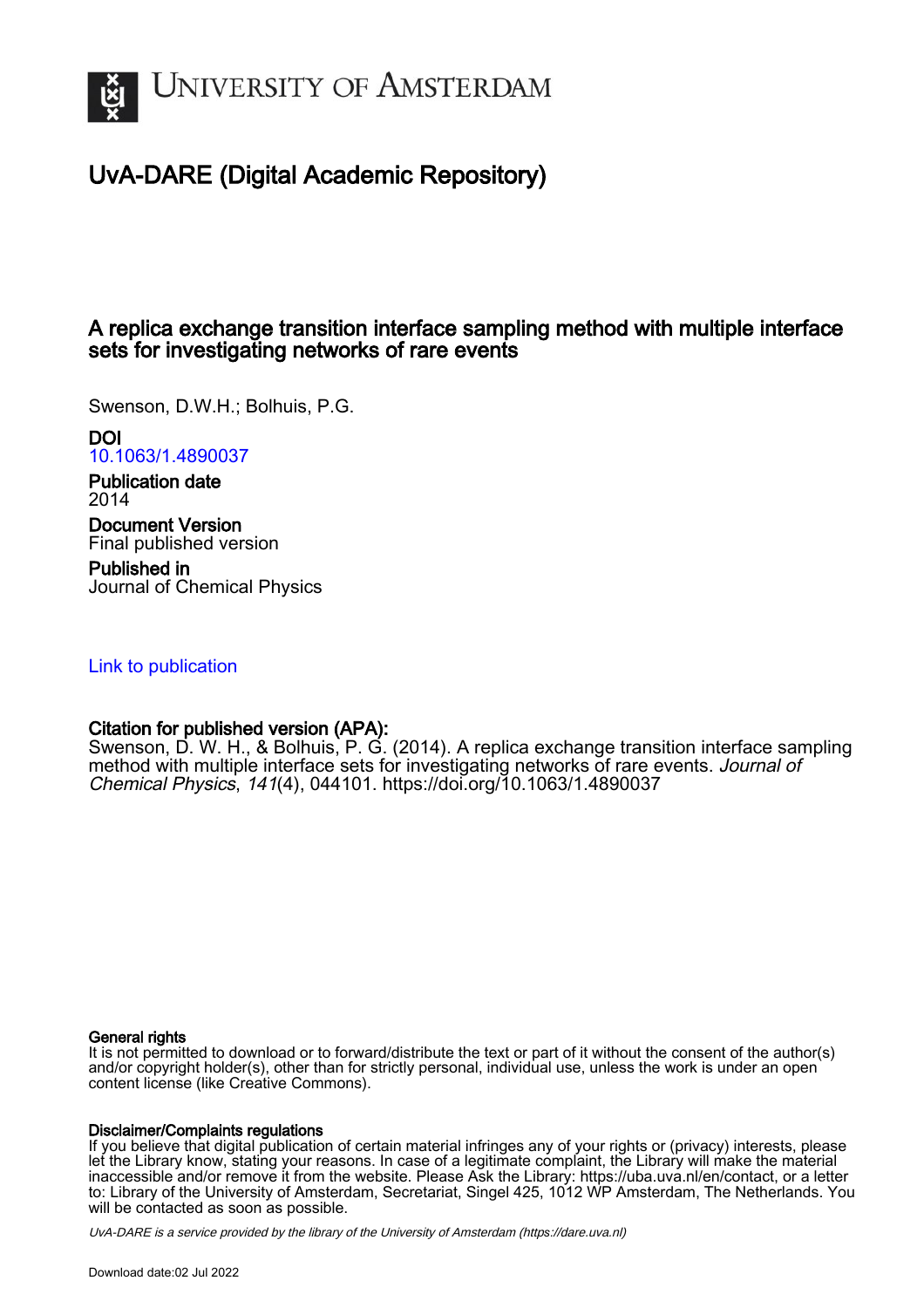# UvA-DARE (Digital Academic Repository)

## A replica exchange transition interface sampling method with multiple interface sets for investigating networks of rare events

Swenson, D.W.H.; Bolhuis, P.G.

**DOI**
10.1063/1.4890037

**Publication date**
2014

**Document Version**
Final published version

**Published in**
Journal of Chemical Physics

Link to publication

**Citation for published version (APA):**
Swenson, D. W. H., & Bolhuis, P. G. (2014). A replica exchange transition interface sampling method with multiple interface sets for investigating networks of rare events. *Journal of Chemical Physics*, *141*(4), 044101. https://doi.org/10.1063/1.4890037

**General rights**
It is not permitted to download or to forward/distribute the text or part of it without the consent of the author(s) and/or copyright holder(s), other than for strictly personal, individual use, unless the work is under an open content license (like Creative Commons).

**Disclaimer/Complaints regulations**
If you believe that digital publication of certain material infringes any of your rights or (privacy) interests, please let the Library know, stating your reasons. In case of a legitimate complaint, the Library will make the material inaccessible and/or remove it from the website. Please Ask the Library: https://uba.uva.nl/en/contact, or a letter to: Library of the University of Amsterdam, Secretariat, Singel 425, 1012 WP Amsterdam, The Netherlands. You will be contacted as soon as possible.

*UvA-DARE is a service provided by the library of the University of Amsterdam (https://dare.uva.nl)*

Download date:02 Jul 2022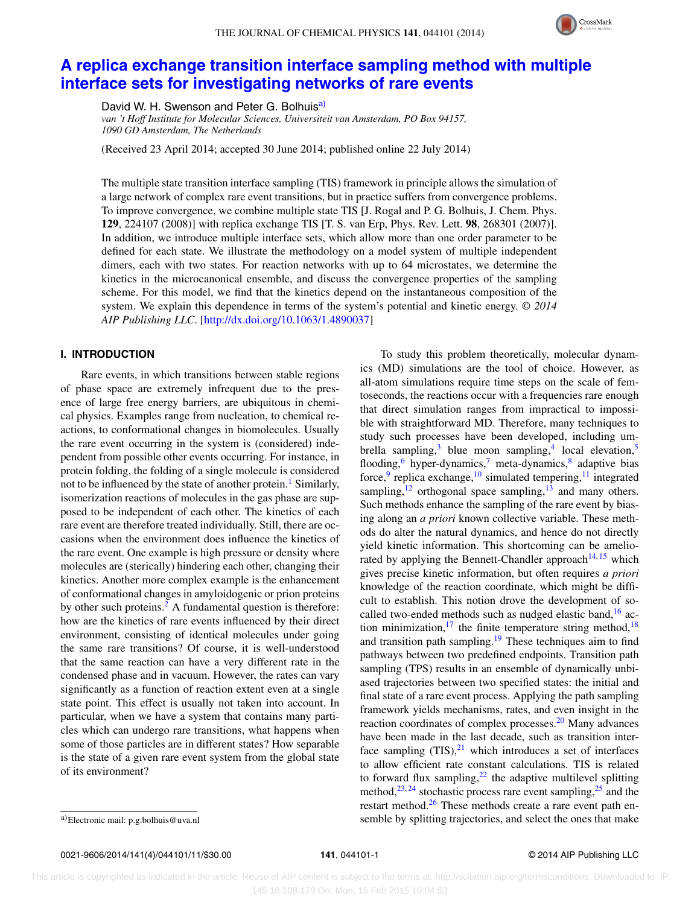# A replica exchange transition interface sampling method with multiple interface sets for investigating networks of rare events

David W. H. Swenson and Peter G. Bolhuis[a]

*van 't Hoff Institute for Molecular Sciences, Universiteit van Amsterdam, PO Box 94157, 1090 GD Amsterdam, The Netherlands*

(Received 23 April 2014; accepted 30 June 2014; published online 22 July 2014)

The multiple state transition interface sampling (TIS) framework in principle allows the simulation of a large network of complex rare event transitions, but in practice suffers from convergence problems. To improve convergence, we combine multiple state TIS [J. Rogal and P. G. Bolhuis, J. Chem. Phys. **129**, 224107 (2008)] with replica exchange TIS [T. S. van Erp, Phys. Rev. Lett. **98**, 268301 (2007)]. In addition, we introduce multiple interface sets, which allow more than one order parameter to be defined for each state. We illustrate the methodology on a model system of multiple independent dimers, each with two states. For reaction networks with up to 64 microstates, we determine the kinetics in the microcanonical ensemble, and discuss the convergence properties of the sampling scheme. For this model, we find that the kinetics depend on the instantaneous composition of the system. We explain this dependence in terms of the system's potential and kinetic energy. © *2014 AIP Publishing LLC*. [http://dx.doi.org/10.1063/1.4890037]

## I. INTRODUCTION

Rare events, in which transitions between stable regions of phase space are extremely infrequent due to the presence of large free energy barriers, are ubiquitous in chemical physics. Examples range from nucleation, to chemical reactions, to conformational changes in biomolecules. Usually the rare event occurring in the system is (considered) independent from possible other events occurring. For instance, in protein folding, the folding of a single molecule is considered not to be influenced by the state of another protein.[1] Similarly, isomerization reactions of molecules in the gas phase are supposed to be independent of each other. The kinetics of each rare event are therefore treated individually. Still, there are occasions when the environment does influence the kinetics of the rare event. One example is high pressure or density where molecules are (sterically) hindering each other, changing their kinetics. Another more complex example is the enhancement of conformational changes in amyloidogenic or prion proteins by other such proteins.[2] A fundamental question is therefore: how are the kinetics of rare events influenced by their direct environment, consisting of identical molecules under going the same rare transitions? Of course, it is well-understood that the same reaction can have a very different rate in the condensed phase and in vacuum. However, the rates can vary significantly as a function of reaction extent even at a single state point. This effect is usually not taken into account. In particular, when we have a system that contains many particles which can undergo rare transitions, what happens when some of those particles are in different states? How separable is the state of a given rare event system from the global state of its environment?

To study this problem theoretically, molecular dynamics (MD) simulations are the tool of choice. However, as all-atom simulations require time steps on the scale of femtoseconds, the reactions occur with a frequencies rare enough that direct simulation ranges from impractical to impossible with straightforward MD. Therefore, many techniques to study such processes have been developed, including umbrella sampling,[3] blue moon sampling,[4] local elevation,[5] flooding,[6] hyper-dynamics,[7] meta-dynamics,[8] adaptive bias force,[9] replica exchange,[10] simulated tempering,[11] integrated sampling,[12] orthogonal space sampling,[13] and many others. Such methods enhance the sampling of the rare event by biasing along an *a priori* known collective variable. These methods do alter the natural dynamics, and hence do not directly yield kinetic information. This shortcoming can be ameliorated by applying the Bennett-Chandler approach[14,15] which gives precise kinetic information, but often requires *a priori* knowledge of the reaction coordinate, which might be difficult to establish. This notion drove the development of so-called two-ended methods such as nudged elastic band,[16] action minimization,[17] the finite temperature string method,[18] and transition path sampling.[19] These techniques aim to find pathways between two predefined endpoints. Transition path sampling (TPS) results in an ensemble of dynamically unbiased trajectories between two specified states: the initial and final state of a rare event process. Applying the path sampling framework yields mechanisms, rates, and even insight in the reaction coordinates of complex processes.[20] Many advances have been made in the last decade, such as transition interface sampling (TIS),[21] which introduces a set of interfaces to allow efficient rate constant calculations. TIS is related to forward flux sampling,[22] the adaptive multilevel splitting method,[23,24] stochastic process rare event sampling,[25] and the restart method.[26] These methods create a rare event path ensemble by splitting trajectories, and select the ones that make

[a]Electronic mail: p.g.bolhuis@uva.nl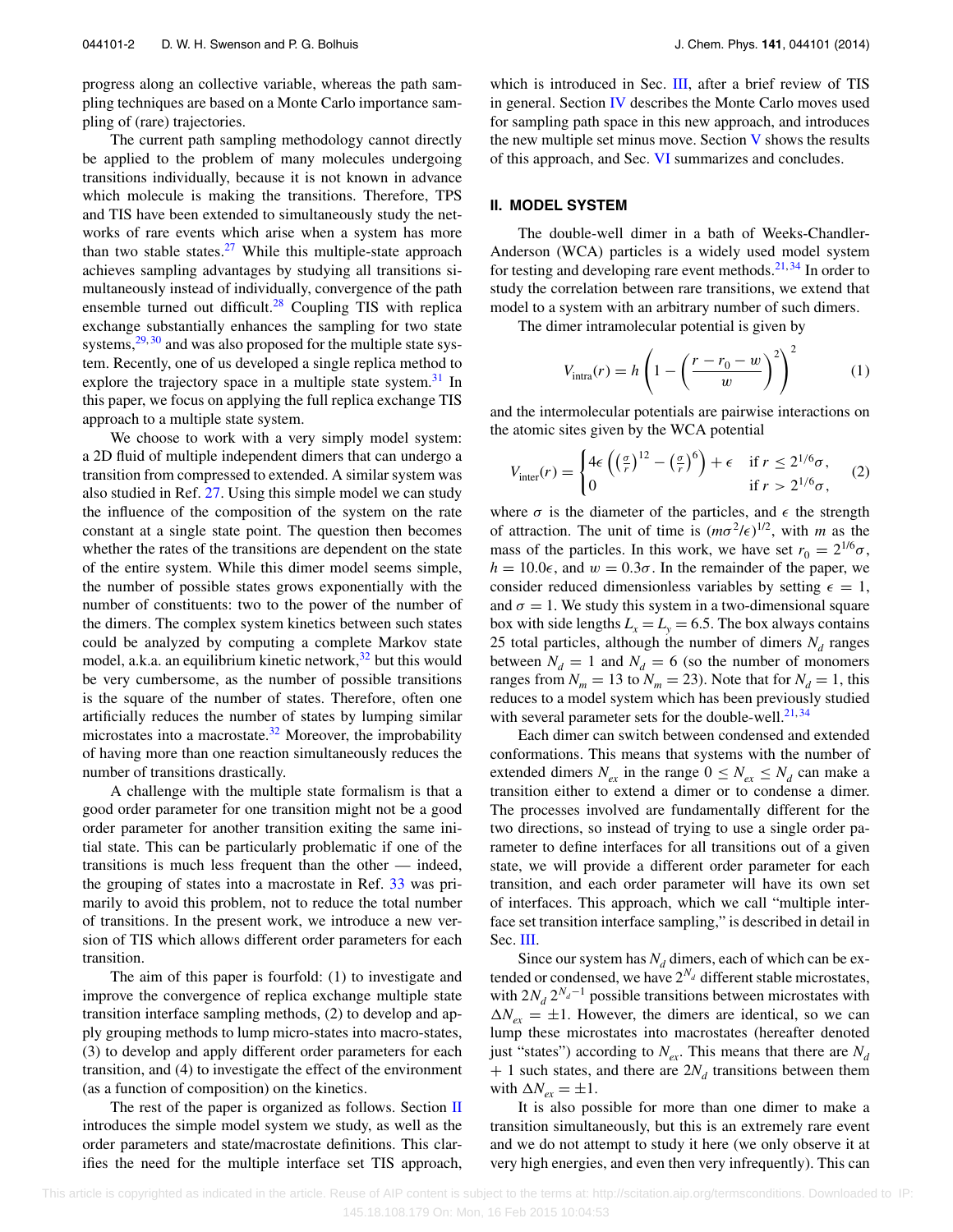progress along an collective variable, whereas the path sampling techniques are based on a Monte Carlo importance sampling of (rare) trajectories.

The current path sampling methodology cannot directly be applied to the problem of many molecules undergoing transitions individually, because it is not known in advance which molecule is making the transitions. Therefore, TPS and TIS have been extended to simultaneously study the networks of rare events which arise when a system has more than two stable states.[27] While this multiple-state approach achieves sampling advantages by studying all transitions simultaneously instead of individually, convergence of the path ensemble turned out difficult.[28] Coupling TIS with replica exchange substantially enhances the sampling for two state systems,[29,30] and was also proposed for the multiple state system. Recently, one of us developed a single replica method to explore the trajectory space in a multiple state system.[31] In this paper, we focus on applying the full replica exchange TIS approach to a multiple state system.

We choose to work with a very simply model system: a 2D fluid of multiple independent dimers that can undergo a transition from compressed to extended. A similar system was also studied in Ref. 27. Using this simple model we can study the influence of the composition of the system on the rate constant at a single state point. The question then becomes whether the rates of the transitions are dependent on the state of the entire system. While this dimer model seems simple, the number of possible states grows exponentially with the number of constituents: two to the power of the number of the dimers. The complex system kinetics between such states could be analyzed by computing a complete Markov state model, a.k.a. an equilibrium kinetic network,[32] but this would be very cumbersome, as the number of possible transitions is the square of the number of states. Therefore, often one artificially reduces the number of states by lumping similar microstates into a macrostate.[32] Moreover, the improbability of having more than one reaction simultaneously reduces the number of transitions drastically.

A challenge with the multiple state formalism is that a good order parameter for one transition might not be a good order parameter for another transition exiting the same initial state. This can be particularly problematic if one of the transitions is much less frequent than the other — indeed, the grouping of states into a macrostate in Ref. 33 was primarily to avoid this problem, not to reduce the total number of transitions. In the present work, we introduce a new version of TIS which allows different order parameters for each transition.

The aim of this paper is fourfold: (1) to investigate and improve the convergence of replica exchange multiple state transition interface sampling methods, (2) to develop and apply grouping methods to lump micro-states into macro-states, (3) to develop and apply different order parameters for each transition, and (4) to investigate the effect of the environment (as a function of composition) on the kinetics.

The rest of the paper is organized as follows. Section II introduces the simple model system we study, as well as the order parameters and state/macrostate definitions. This clarifies the need for the multiple interface set TIS approach, which is introduced in Sec. III, after a brief review of TIS in general. Section IV describes the Monte Carlo moves used for sampling path space in this new approach, and introduces the new multiple set minus move. Section V shows the results of this approach, and Sec. VI summarizes and concludes.

## II. MODEL SYSTEM

The double-well dimer in a bath of Weeks-Chandler-Anderson (WCA) particles is a widely used model system for testing and developing rare event methods.[21,34] In order to study the correlation between rare transitions, we extend that model to a system with an arbitrary number of such dimers.

The dimer intramolecular potential is given by

$$V_{\text{intra}}(r) = h\left(1 - \left(\frac{r - r_0 - w}{w}\right)^2\right)^2 \tag{1}$$

and the intermolecular potentials are pairwise interactions on the atomic sites given by the WCA potential

$$V_{\text{inter}}(r) = \begin{cases} 4\epsilon\left(\left(\frac{\sigma}{r}\right)^{12} - \left(\frac{\sigma}{r}\right)^6\right) + \epsilon & \text{if } r \le 2^{1/6}\sigma, \\ 0 & \text{if } r > 2^{1/6}\sigma, \end{cases} \tag{2}$$

where $\sigma$ is the diameter of the particles, and $\epsilon$ the strength of attraction. The unit of time is $(m\sigma^2/\epsilon)^{1/2}$, with $m$ as the mass of the particles. In this work, we have set $r_0 = 2^{1/6}\sigma$, $h = 10.0\epsilon$, and $w = 0.3\sigma$. In the remainder of the paper, we consider reduced dimensionless variables by setting $\epsilon = 1$, and $\sigma = 1$. We study this system in a two-dimensional square box with side lengths $L_x = L_y = 6.5$. The box always contains 25 total particles, although the number of dimers $N_d$ ranges between $N_d = 1$ and $N_d = 6$ (so the number of monomers ranges from $N_m = 13$ to $N_m = 23$). Note that for $N_d = 1$, this reduces to a model system which has been previously studied with several parameter sets for the double-well.[21,34]

Each dimer can switch between condensed and extended conformations. This means that systems with the number of extended dimers $N_{ex}$ in the range $0 \le N_{ex} \le N_d$ can make a transition either to extend a dimer or to condense a dimer. The processes involved are fundamentally different for the two directions, so instead of trying to use a single order parameter to define interfaces for all transitions out of a given state, we will provide a different order parameter for each transition, and each order parameter will have its own set of interfaces. This approach, which we call "multiple interface set transition interface sampling," is described in detail in Sec. III.

Since our system has $N_d$ dimers, each of which can be extended or condensed, we have $2^{N_d}$ different stable microstates, with $2N_d\, 2^{N_d - 1}$ possible transitions between microstates with $\Delta N_{ex} = \pm 1$. However, the dimers are identical, so we can lump these microstates into macrostates (hereafter denoted just "states") according to $N_{ex}$. This means that there are $N_d + 1$ such states, and there are $2N_d$ transitions between them with $\Delta N_{ex} = \pm 1$.

It is also possible for more than one dimer to make a transition simultaneously, but this is an extremely rare event and we do not attempt to study it here (we only observe it at very high energies, and even then very infrequently). This can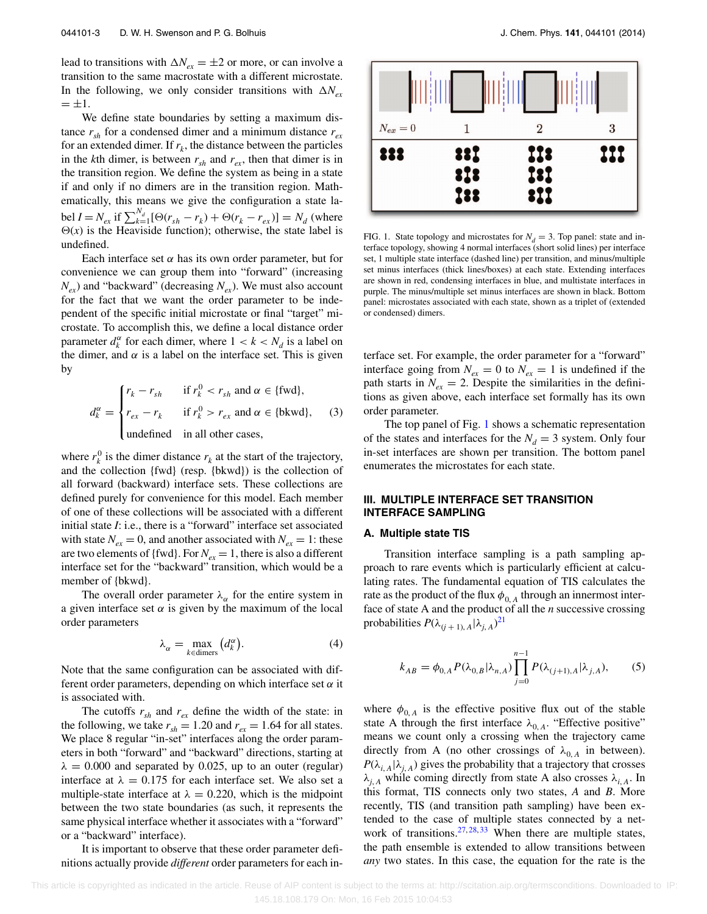lead to transitions with $\Delta N_{ex} = \pm 2$ or more, or can involve a transition to the same macrostate with a different microstate. In the following, we only consider transitions with $\Delta N_{ex} = \pm 1$.

We define state boundaries by setting a maximum distance $r_{sh}$ for a condensed dimer and a minimum distance $r_{ex}$ for an extended dimer. If $r_k$, the distance between the particles in the $k$th dimer, is between $r_{sh}$ and $r_{ex}$, then that dimer is in the transition region. We define the system as being in a state if and only if no dimers are in the transition region. Mathematically, this means we give the configuration a state label $I = N_{ex}$ if $\sum_{k=1}^{N_d}[\Theta(r_{sh} - r_k) + \Theta(r_k - r_{ex})] = N_d$ (where $\Theta(x)$ is the Heaviside function); otherwise, the state label is undefined.

Each interface set $\alpha$ has its own order parameter, but for convenience we can group them into "forward" (increasing $N_{ex}$) and "backward" (decreasing $N_{ex}$). We must also account for the fact that we want the order parameter to be independent of the specific initial microstate or final "target" microstate. To accomplish this, we define a local distance order parameter $d_k^\alpha$ for each dimer, where $1 < k < N_d$ is a label on the dimer, and $\alpha$ is a label on the interface set. This is given by

$$d_k^\alpha = \begin{cases} r_k - r_{sh} & \text{if } r_k^0 < r_{sh} \text{ and } \alpha \in \{\text{fwd}\}, \\ r_{ex} - r_k & \text{if } r_k^0 > r_{ex} \text{ and } \alpha \in \{\text{bkwd}\}, \\ \text{undefined} & \text{in all other cases,} \end{cases} \quad (3)$$

where $r_k^0$ is the dimer distance $r_k$ at the start of the trajectory, and the collection {fwd} (resp. {bkwd}) is the collection of all forward (backward) interface sets. These collections are defined purely for convenience for this model. Each member of one of these collections will be associated with a different initial state $I$: i.e., there is a "forward" interface set associated with state $N_{ex} = 0$, and another associated with $N_{ex} = 1$: these are two elements of {fwd}. For $N_{ex} = 1$, there is also a different interface set for the "backward" transition, which would be a member of {bkwd}.

The overall order parameter $\lambda_\alpha$ for the entire system in a given interface set $\alpha$ is given by the maximum of the local order parameters

$$\lambda_\alpha = \max_{k \in \text{dimers}} \left(d_k^\alpha\right). \quad (4)$$

Note that the same configuration can be associated with different order parameters, depending on which interface set $\alpha$ it is associated with.

The cutoffs $r_{sh}$ and $r_{ex}$ define the width of the state: in the following, we take $r_{sh} = 1.20$ and $r_{ex} = 1.64$ for all states. We place 8 regular "in-set" interfaces along the order parameters in both "forward" and "backward" directions, starting at $\lambda = 0.000$ and separated by 0.025, up to an outer (regular) interface at $\lambda = 0.175$ for each interface set. We also set a multiple-state interface at $\lambda = 0.220$, which is the midpoint between the two state boundaries (as such, it represents the same physical interface whether it associates with a "forward" or a "backward" interface).

It is important to observe that these order parameter definitions actually provide *different* order parameters for each interface set. For example, the order parameter for a "forward" interface going from $N_{ex} = 0$ to $N_{ex} = 1$ is undefined if the path starts in $N_{ex} = 2$. Despite the similarities in the definitions as given above, each interface set formally has its own order parameter.

The top panel of Fig. 1 shows a schematic representation of the states and interfaces for the $N_d = 3$ system. Only four in-set interfaces are shown per transition. The bottom panel enumerates the microstates for each state.

FIG. 1. State topology and microstates for $N_d = 3$. Top panel: state and interface topology, showing 4 normal interfaces (short solid lines) per interface set, 1 multiple state interface (dashed line) per transition, and minus/multiple set minus interfaces (thick lines/boxes) at each state. Extending interfaces are shown in red, condensing interfaces in blue, and multistate interfaces in purple. The minus/multiple set minus interfaces are shown in black. Bottom panel: microstates associated with each state, shown as a triplet of (extended or condensed) dimers.

## III. MULTIPLE INTERFACE SET TRANSITION INTERFACE SAMPLING

### A. Multiple state TIS

Transition interface sampling is a path sampling approach to rare events which is particularly efficient at calculating rates. The fundamental equation of TIS calculates the rate as the product of the flux $\phi_{0,A}$ through an innermost interface of state A and the product of all the $n$ successive crossing probabilities $P(\lambda_{(j+1),A}|\lambda_{j,A})$[21]

$$k_{AB} = \phi_{0,A} P(\lambda_{0,B}|\lambda_{n,A}) \prod_{j=0}^{n-1} P(\lambda_{(j+1),A}|\lambda_{j,A}), \quad (5)$$

where $\phi_{0,A}$ is the effective positive flux out of the stable state A through the first interface $\lambda_{0,A}$. "Effective positive" means we count only a crossing when the trajectory came directly from A (no other crossings of $\lambda_{0,A}$ in between). $P(\lambda_{i,A}|\lambda_{j,A})$ gives the probability that a trajectory that crosses $\lambda_{j,A}$ while coming directly from state A also crosses $\lambda_{i,A}$. In this format, TIS connects only two states, $A$ and $B$. More recently, TIS (and transition path sampling) have been extended to the case of multiple states connected by a network of transitions.[27,28,33] When there are multiple states, the path ensemble is extended to allow transitions between *any* two states. In this case, the equation for the rate is the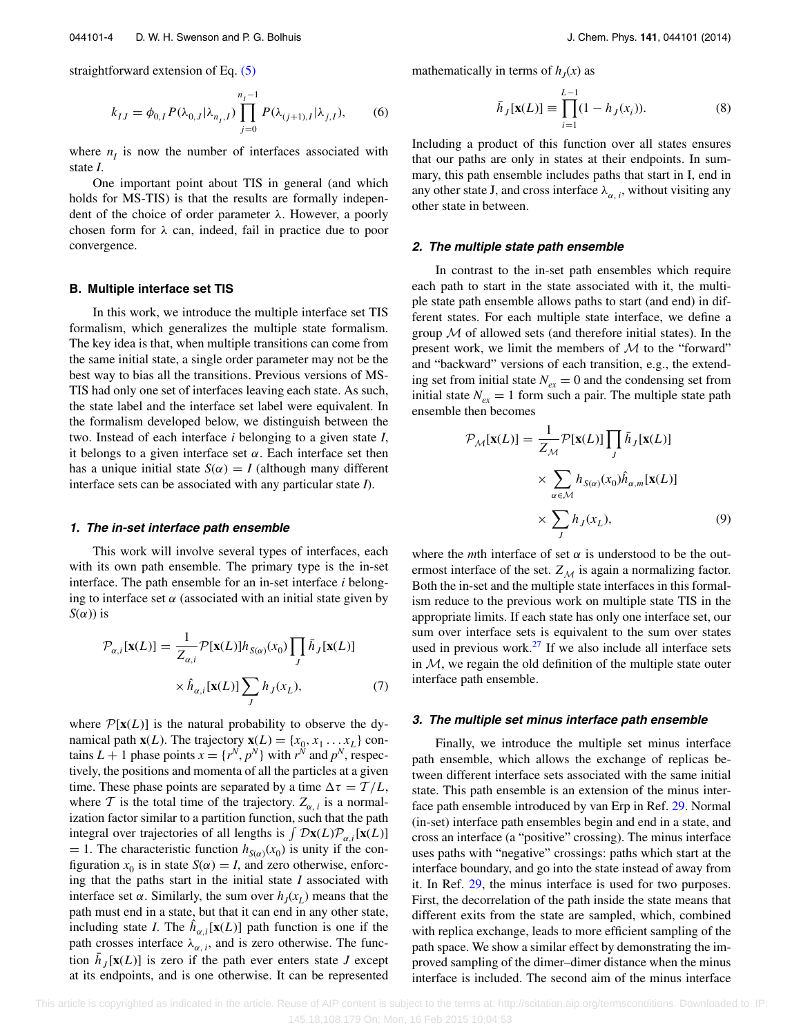straightforward extension of Eq. (5)

$$k_{IJ} = \phi_{0,I} P(\lambda_{0,J}|\lambda_{n_I,I}) \prod_{j=0}^{n_I-1} P(\lambda_{(j+1),I}|\lambda_{j,I}), \qquad (6)$$

where $n_I$ is now the number of interfaces associated with state $I$.

One important point about TIS in general (and which holds for MS-TIS) is that the results are formally independent of the choice of order parameter $\lambda$. However, a poorly chosen form for $\lambda$ can, indeed, fail in practice due to poor convergence.

### B. Multiple interface set TIS

In this work, we introduce the multiple interface set TIS formalism, which generalizes the multiple state formalism. The key idea is that, when multiple transitions can come from the same initial state, a single order parameter may not be the best way to bias all the transitions. Previous versions of MS-TIS had only one set of interfaces leaving each state. As such, the state label and the interface set label were equivalent. In the formalism developed below, we distinguish between the two. Instead of each interface $i$ belonging to a given state $I$, it belongs to a given interface set $\alpha$. Each interface set then has a unique initial state $S(\alpha) = I$ (although many different interface sets can be associated with any particular state $I$).

#### 1. The in-set interface path ensemble

This work will involve several types of interfaces, each with its own path ensemble. The primary type is the in-set interface. The path ensemble for an in-set interface $i$ belonging to interface set $\alpha$ (associated with an initial state given by $S(\alpha)$) is

$$\mathcal{P}_{\alpha,i}[\mathbf{x}(L)] = \frac{1}{Z_{\alpha,i}} \mathcal{P}[\mathbf{x}(L)] h_{S(\alpha)}(x_0) \prod_J \bar{h}_J[\mathbf{x}(L)] \times \hat{h}_{\alpha,i}[\mathbf{x}(L)] \sum_J h_J(x_L), \qquad (7)$$

where $\mathcal{P}[\mathbf{x}(L)]$ is the natural probability to observe the dynamical path $\mathbf{x}(L)$. The trajectory $\mathbf{x}(L) = \{x_0, x_1 \ldots x_L\}$ contains $L + 1$ phase points $x = \{r^N, p^N\}$ with $r^N$ and $p^N$, respectively, the positions and momenta of all the particles at a given time. These phase points are separated by a time $\Delta\tau = \mathcal{T}/L$, where $\mathcal{T}$ is the total time of the trajectory. $Z_{\alpha,i}$ is a normalization factor similar to a partition function, such that the path integral over trajectories of all lengths is $\int \mathcal{D}\mathbf{x}(L)\mathcal{P}_{\alpha,i}[\mathbf{x}(L)] = 1$. The characteristic function $h_{S(\alpha)}(x_0)$ is unity if the configuration $x_0$ is in state $S(\alpha) = I$, and zero otherwise, enforcing that the paths start in the initial state $I$ associated with interface set $\alpha$. Similarly, the sum over $h_J(x_L)$ means that the path must end in a state, but that it can end in any other state, including state $I$. The $\hat{h}_{\alpha,i}[\mathbf{x}(L)]$ path function is one if the path crosses interface $\lambda_{\alpha,i}$, and is zero otherwise. The function $\bar{h}_J[\mathbf{x}(L)]$ is zero if the path ever enters state $J$ except at its endpoints, and is one otherwise. It can be represented mathematically in terms of $h_J(x)$ as

$$\bar{h}_J[\mathbf{x}(L)] \equiv \prod_{i=1}^{L-1} (1 - h_J(x_i)). \qquad (8)$$

Including a product of this function over all states ensures that our paths are only in states at their endpoints. In summary, this path ensemble includes paths that start in I, end in any other state J, and cross interface $\lambda_{\alpha,i}$, without visiting any other state in between.

#### 2. The multiple state path ensemble

In contrast to the in-set path ensembles which require each path to start in the state associated with it, the multiple state path ensemble allows paths to start (and end) in different states. For each multiple state interface, we define a group $\mathcal{M}$ of allowed sets (and therefore initial states). In the present work, we limit the members of $\mathcal{M}$ to the "forward" and "backward" versions of each transition, e.g., the extending set from initial state $N_{ex} = 0$ and the condensing set from initial state $N_{ex} = 1$ form such a pair. The multiple state path ensemble then becomes

$$\mathcal{P}_{\mathcal{M}}[\mathbf{x}(L)] = \frac{1}{Z_{\mathcal{M}}} \mathcal{P}[\mathbf{x}(L)] \prod_J \bar{h}_J[\mathbf{x}(L)] \times \sum_{\alpha \in \mathcal{M}} h_{S(\alpha)}(x_0) \hat{h}_{\alpha,m}[\mathbf{x}(L)] \times \sum_J h_J(x_L), \qquad (9)$$

where the $m$th interface of set $\alpha$ is understood to be the outermost interface of the set. $Z_{\mathcal{M}}$ is again a normalizing factor. Both the in-set and the multiple state interfaces in this formalism reduce to the previous work on multiple state TIS in the appropriate limits. If each state has only one interface set, our sum over interface sets is equivalent to the sum over states used in previous work.[27] If we also include all interface sets in $\mathcal{M}$, we regain the old definition of the multiple state outer interface path ensemble.

#### 3. The multiple set minus interface path ensemble

Finally, we introduce the multiple set minus interface path ensemble, which allows the exchange of replicas between different interface sets associated with the same initial state. This path ensemble is an extension of the minus interface path ensemble introduced by van Erp in Ref. 29. Normal (in-set) interface path ensembles begin and end in a state, and cross an interface (a "positive" crossing). The minus interface uses paths with "negative" crossings: paths which start at the interface boundary, and go into the state instead of away from it. In Ref. 29, the minus interface is used for two purposes. First, the decorrelation of the path inside the state means that different exits from the state are sampled, which, combined with replica exchange, leads to more efficient sampling of the path space. We show a similar effect by demonstrating the improved sampling of the dimer–dimer distance when the minus interface is included. The second aim of the minus interface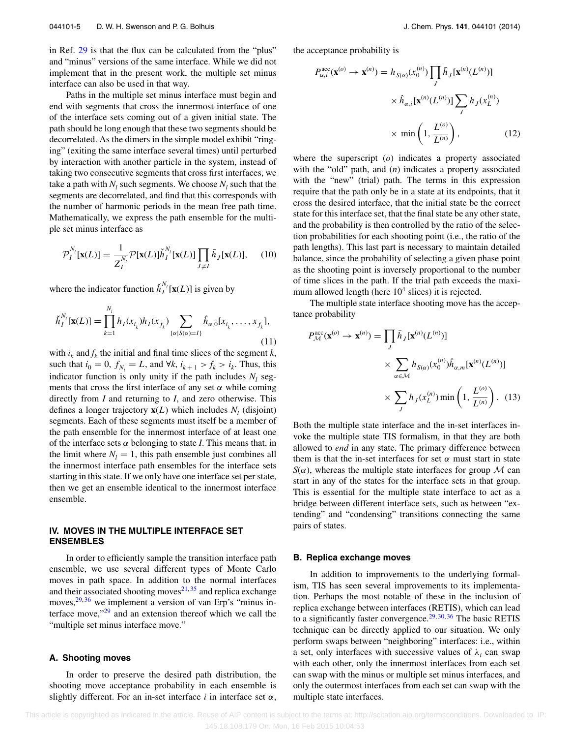in Ref. [29] is that the flux can be calculated from the "plus" and "minus" versions of the same interface. While we did not implement that in the present work, the multiple set minus interface can also be used in that way.

Paths in the multiple set minus interface must begin and end with segments that cross the innermost interface of one of the interface sets coming out of a given initial state. The path should be long enough that these two segments should be decorrelated. As the dimers in the simple model exhibit "ringing" (exiting the same interface several times) until perturbed by interaction with another particle in the system, instead of taking two consecutive segments that cross first interfaces, we take a path with $N_I$ such segments. We choose $N_I$ such that the segments are decorrelated, and find that this corresponds with the number of harmonic periods in the mean free path time. Mathematically, we express the path ensemble for the multiple set minus interface as

$$\mathcal{P}_I^{N_I}[\mathbf{x}(L)] = \frac{1}{Z_I^{N_I}} \mathcal{P}[\mathbf{x}(L)] \check{h}_I^{N_I}[\mathbf{x}(L)] \prod_{J \neq I} \bar{h}_J[\mathbf{x}(L)], \tag{10}$$

where the indicator function $\check{h}_I^{N_I}[\mathbf{x}(L)]$ is given by

$$\check{h}_I^{N_I}[\mathbf{x}(L)] = \prod_{k=1}^{N_I} h_I(x_{i_k}) h_I(x_{f_k}) \sum_{\{\alpha | S(\alpha) = I\}} \hat{h}_{\alpha,0}[x_{i_k}, \ldots, x_{f_k}], \tag{11}$$

with $i_k$ and $f_k$ the initial and final time slices of the segment $k$, such that $i_0 = 0$, $f_{N_I} = L$, and $\forall k$, $i_{k+1} > f_k > i_k$. Thus, this indicator function is only unity if the path includes $N_I$ segments that cross the first interface of any set $\alpha$ while coming directly from $I$ and returning to $I$, and zero otherwise. This defines a longer trajectory $\mathbf{x}(L)$ which includes $N_I$ (disjoint) segments. Each of these segments must itself be a member of the path ensemble for the innermost interface of at least one of the interface sets $\alpha$ belonging to state $I$. This means that, in the limit where $N_I = 1$, this path ensemble just combines all the innermost interface path ensembles for the interface sets starting in this state. If we only have one interface set per state, then we get an ensemble identical to the innermost interface ensemble.

## IV. MOVES IN THE MULTIPLE INTERFACE SET ENSEMBLES

In order to efficiently sample the transition interface path ensemble, we use several different types of Monte Carlo moves in path space. In addition to the normal interfaces and their associated shooting moves[21,35] and replica exchange moves,[29,36] we implement a version of van Erp's "minus interface move,"[29] and an extension thereof which we call the "multiple set minus interface move."

### A. Shooting moves

In order to preserve the desired path distribution, the shooting move acceptance probability in each ensemble is slightly different. For an in-set interface $i$ in interface set $\alpha$, the acceptance probability is

$$P_{\alpha,i}^{\text{acc}}(\mathbf{x}^{(o)} \to \mathbf{x}^{(n)}) = h_{S(\alpha)}(x_0^{(n)}) \prod_J \bar{h}_J[\mathbf{x}^{(n)}(L^{(n)})] \times \hat{h}_{\alpha,i}[\mathbf{x}^{(n)}(L^{(n)})] \sum_J h_J(x_L^{(n)}) \times \min\left(1, \frac{L^{(o)}}{L^{(n)}}\right), \tag{12}$$

where the superscript $(o)$ indicates a property associated with the "old" path, and $(n)$ indicates a property associated with the "new" (trial) path. The terms in this expression require that the path only be in a state at its endpoints, that it cross the desired interface, that the initial state be the correct state for this interface set, that the final state be any other state, and the probability is then controlled by the ratio of the selection probabilities for each shooting point (i.e., the ratio of the path lengths). This last part is necessary to maintain detailed balance, since the probability of selecting a given phase point as the shooting point is inversely proportional to the number of time slices in the path. If the trial path exceeds the maximum allowed length (here $10^4$ slices) it is rejected.

The multiple state interface shooting move has the acceptance probability

$$P_{\mathcal{M}}^{\text{acc}}(\mathbf{x}^{(o)} \to \mathbf{x}^{(n)}) = \prod_J \bar{h}_J[\mathbf{x}^{(n)}(L^{(n)})] \times \sum_{\alpha \in \mathcal{M}} h_{S(\alpha)}(x_0^{(n)}) \hat{h}_{\alpha,m}[\mathbf{x}^{(n)}(L^{(n)})] \times \sum_J h_J(x_L^{(n)}) \min\left(1, \frac{L^{(o)}}{L^{(n)}}\right). \tag{13}$$

Both the multiple state interface and the in-set interfaces invoke the multiple state TIS formalism, in that they are both allowed to *end* in any state. The primary difference between them is that the in-set interfaces for set $\alpha$ must start in state $S(\alpha)$, whereas the multiple state interfaces for group $\mathcal{M}$ can start in any of the states for the interface sets in that group. This is essential for the multiple state interface to act as a bridge between different interface sets, such as between "extending" and "condensing" transitions connecting the same pairs of states.

### B. Replica exchange moves

In addition to improvements to the underlying formalism, TIS has seen several improvements to its implementation. Perhaps the most notable of these in the inclusion of replica exchange between interfaces (RETIS), which can lead to a significantly faster convergence.[29,30,36] The basic RETIS technique can be directly applied to our situation. We only perform swaps between "neighboring" interfaces: i.e., within a set, only interfaces with successive values of $\lambda_i$ can swap with each other, only the innermost interfaces from each set can swap with the minus or multiple set minus interfaces, and only the outermost interfaces from each set can swap with the multiple state interfaces.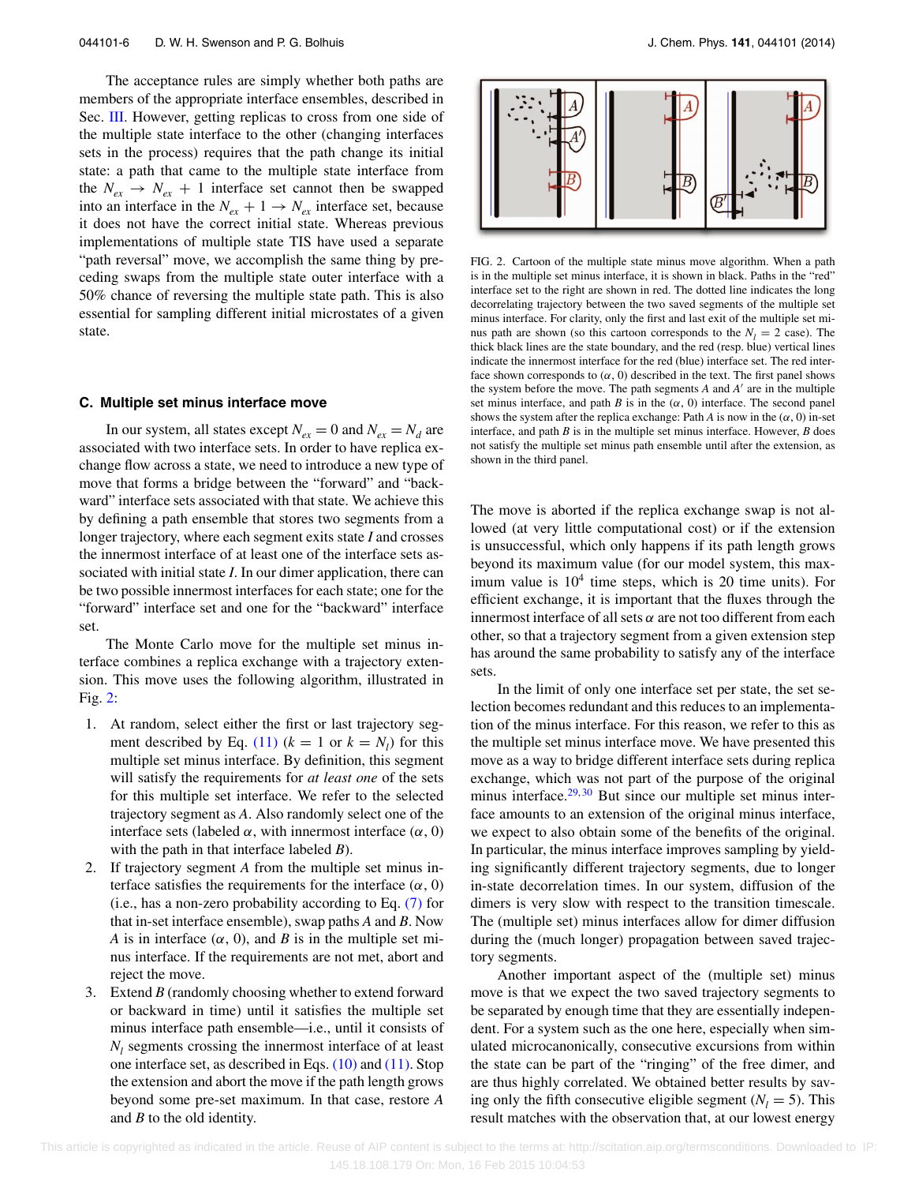The acceptance rules are simply whether both paths are members of the appropriate interface ensembles, described in Sec. III. However, getting replicas to cross from one side of the multiple state interface to the other (changing interfaces sets in the process) requires that the path change its initial state: a path that came to the multiple state interface from the $N_{ex} \to N_{ex} + 1$ interface set cannot then be swapped into an interface in the $N_{ex} + 1 \to N_{ex}$ interface set, because it does not have the correct initial state. Whereas previous implementations of multiple state TIS have used a separate "path reversal" move, we accomplish the same thing by preceding swaps from the multiple state outer interface with a 50% chance of reversing the multiple state path. This is also essential for sampling different initial microstates of a given state.

### C. Multiple set minus interface move

In our system, all states except $N_{ex} = 0$ and $N_{ex} = N_d$ are associated with two interface sets. In order to have replica exchange flow across a state, we need to introduce a new type of move that forms a bridge between the "forward" and "backward" interface sets associated with that state. We achieve this by defining a path ensemble that stores two segments from a longer trajectory, where each segment exits state *I* and crosses the innermost interface of at least one of the interface sets associated with initial state *I*. In our dimer application, there can be two possible innermost interfaces for each state; one for the "forward" interface set and one for the "backward" interface set.

The Monte Carlo move for the multiple set minus interface combines a replica exchange with a trajectory extension. This move uses the following algorithm, illustrated in Fig. 2:

1. At random, select either the first or last trajectory segment described by Eq. (11) ($k = 1$ or $k = N_l$) for this multiple set minus interface. By definition, this segment will satisfy the requirements for *at least one* of the sets for this multiple set interface. We refer to the selected trajectory segment as *A*. Also randomly select one of the interface sets (labeled $\alpha$, with innermost interface $(\alpha, 0)$ with the path in that interface labeled *B*).
2. If trajectory segment *A* from the multiple set minus interface satisfies the requirements for the interface $(\alpha, 0)$ (i.e., has a non-zero probability according to Eq. (7) for that in-set interface ensemble), swap paths *A* and *B*. Now *A* is in interface $(\alpha, 0)$, and *B* is in the multiple set minus interface. If the requirements are not met, abort and reject the move.
3. Extend *B* (randomly choosing whether to extend forward or backward in time) until it satisfies the multiple set minus interface path ensemble—i.e., until it consists of $N_l$ segments crossing the innermost interface of at least one interface set, as described in Eqs. (10) and (11). Stop the extension and abort the move if the path length grows beyond some pre-set maximum. In that case, restore *A* and *B* to the old identity.

FIG. 2. Cartoon of the multiple state minus move algorithm. When a path is in the multiple set minus interface, it is shown in black. Paths in the "red" interface set to the right are shown in red. The dotted line indicates the long decorrelating trajectory between the two saved segments of the multiple set minus interface. For clarity, only the first and last exit of the multiple set minus path are shown (so this cartoon corresponds to the $N_l = 2$ case). The thick black lines are the state boundary, and the red (resp. blue) vertical lines indicate the innermost interface for the red (blue) interface set. The red interface shown corresponds to $(\alpha, 0)$ described in the text. The first panel shows the system before the move. The path segments *A* and *A*′ are in the multiple set minus interface, and path *B* is in the $(\alpha, 0)$ interface. The second panel shows the system after the replica exchange: Path *A* is now in the $(\alpha, 0)$ in-set interface, and path *B* is in the multiple set minus interface. However, *B* does not satisfy the multiple set minus path ensemble until after the extension, as shown in the third panel.

The move is aborted if the replica exchange swap is not allowed (at very little computational cost) or if the extension is unsuccessful, which only happens if its path length grows beyond its maximum value (for our model system, this maximum value is $10^4$ time steps, which is 20 time units). For efficient exchange, it is important that the fluxes through the innermost interface of all sets $\alpha$ are not too different from each other, so that a trajectory segment from a given extension step has around the same probability to satisfy any of the interface sets.

In the limit of only one interface set per state, the set selection becomes redundant and this reduces to an implementation of the minus interface. For this reason, we refer to this as the multiple set minus interface move. We have presented this move as a way to bridge different interface sets during replica exchange, which was not part of the purpose of the original minus interface.[29,30] But since our multiple set minus interface amounts to an extension of the original minus interface, we expect to also obtain some of the benefits of the original. In particular, the minus interface improves sampling by yielding significantly different trajectory segments, due to longer in-state decorrelation times. In our system, diffusion of the dimers is very slow with respect to the transition timescale. The (multiple set) minus interfaces allow for dimer diffusion during the (much longer) propagation between saved trajectory segments.

Another important aspect of the (multiple set) minus move is that we expect the two saved trajectory segments to be separated by enough time that they are essentially independent. For a system such as the one here, especially when simulated microcanonically, consecutive excursions from within the state can be part of the "ringing" of the free dimer, and are thus highly correlated. We obtained better results by saving only the fifth consecutive eligible segment ($N_l = 5$). This result matches with the observation that, at our lowest energy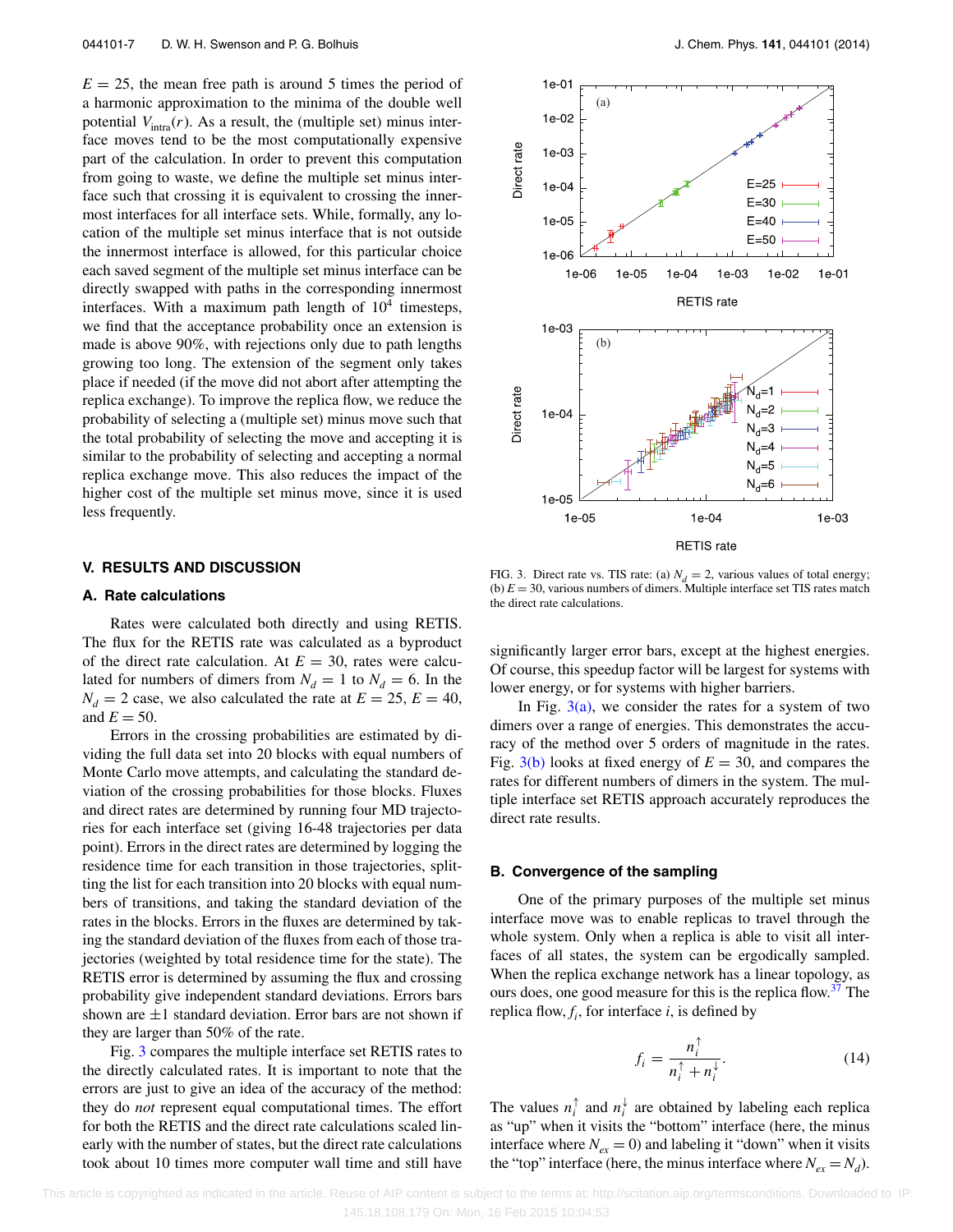$E = 25$, the mean free path is around 5 times the period of a harmonic approximation to the minima of the double well potential $V_{\text{intra}}(r)$. As a result, the (multiple set) minus interface moves tend to be the most computationally expensive part of the calculation. In order to prevent this computation from going to waste, we define the multiple set minus interface such that crossing it is equivalent to crossing the innermost interfaces for all interface sets. While, formally, any location of the multiple set minus interface that is not outside the innermost interface is allowed, for this particular choice each saved segment of the multiple set minus interface can be directly swapped with paths in the corresponding innermost interfaces. With a maximum path length of $10^4$ timesteps, we find that the acceptance probability once an extension is made is above 90%, with rejections only due to path lengths growing too long. The extension of the segment only takes place if needed (if the move did not abort after attempting the replica exchange). To improve the replica flow, we reduce the probability of selecting a (multiple set) minus move such that the total probability of selecting the move and accepting it is similar to the probability of selecting and accepting a normal replica exchange move. This also reduces the impact of the higher cost of the multiple set minus move, since it is used less frequently.

## V. RESULTS AND DISCUSSION

### A. Rate calculations

Rates were calculated both directly and using RETIS. The flux for the RETIS rate was calculated as a byproduct of the direct rate calculation. At $E = 30$, rates were calculated for numbers of dimers from $N_d = 1$ to $N_d = 6$. In the $N_d = 2$ case, we also calculated the rate at $E = 25$, $E = 40$, and $E = 50$.

Errors in the crossing probabilities are estimated by dividing the full data set into 20 blocks with equal numbers of Monte Carlo move attempts, and calculating the standard deviation of the crossing probabilities for those blocks. Fluxes and direct rates are determined by running four MD trajectories for each interface set (giving 16-48 trajectories per data point). Errors in the direct rates are determined by logging the residence time for each transition in those trajectories, splitting the list for each transition into 20 blocks with equal numbers of transitions, and taking the standard deviation of the rates in the blocks. Errors in the fluxes are determined by taking the standard deviation of the fluxes from each of those trajectories (weighted by total residence time for the state). The RETIS error is determined by assuming the flux and crossing probability give independent standard deviations. Errors bars shown are $\pm 1$ standard deviation. Error bars are not shown if they are larger than 50% of the rate.

Fig. 3 compares the multiple interface set RETIS rates to the directly calculated rates. It is important to note that the errors are just to give an idea of the accuracy of the method: they do *not* represent equal computational times. The effort for both the RETIS and the direct rate calculations scaled linearly with the number of states, but the direct rate calculations took about 10 times more computer wall time and still have significantly larger error bars, except at the highest energies. Of course, this speedup factor will be largest for systems with lower energy, or for systems with higher barriers.

FIG. 3. Direct rate vs. TIS rate: (a) $N_d = 2$, various values of total energy; (b) $E = 30$, various numbers of dimers. Multiple interface set TIS rates match the direct rate calculations.

In Fig. 3(a), we consider the rates for a system of two dimers over a range of energies. This demonstrates the accuracy of the method over 5 orders of magnitude in the rates. Fig. 3(b) looks at fixed energy of $E = 30$, and compares the rates for different numbers of dimers in the system. The multiple interface set RETIS approach accurately reproduces the direct rate results.

### B. Convergence of the sampling

One of the primary purposes of the multiple set minus interface move was to enable replicas to travel through the whole system. Only when a replica is able to visit all interfaces of all states, the system can be ergodically sampled. When the replica exchange network has a linear topology, as ours does, one good measure for this is the replica flow.[37] The replica flow, $f_i$, for interface $i$, is defined by

$$f_i = \frac{n_i^{\uparrow}}{n_i^{\uparrow} + n_i^{\downarrow}}. \tag{14}$$

The values $n_i^{\uparrow}$ and $n_i^{\downarrow}$ are obtained by labeling each replica as "up" when it visits the "bottom" interface (here, the minus interface where $N_{ex} = 0$) and labeling it "down" when it visits the "top" interface (here, the minus interface where $N_{ex} = N_d$).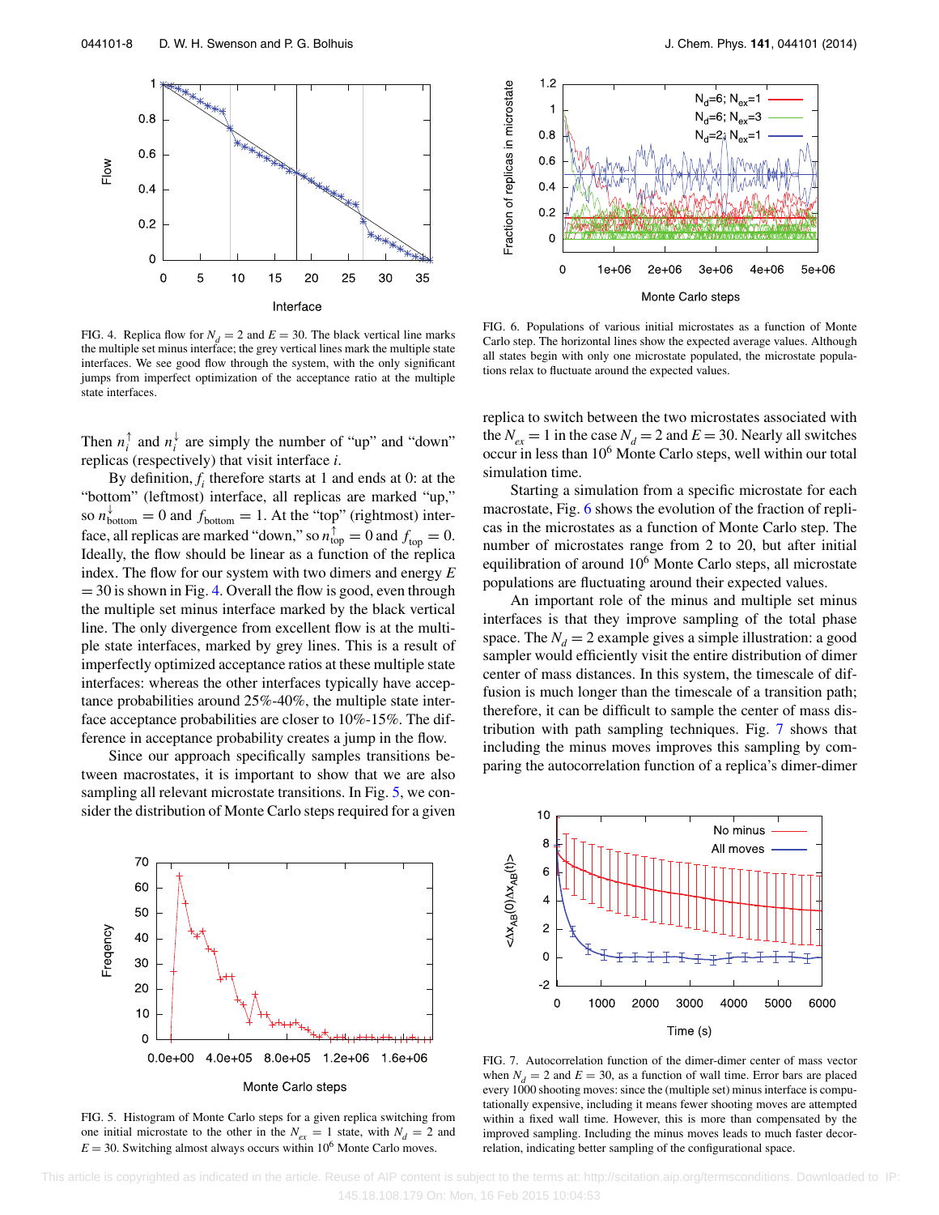FIG. 4. Replica flow for $N_d = 2$ and $E = 30$. The black vertical line marks the multiple set minus interface; the grey vertical lines mark the multiple state interfaces. We see good flow through the system, with the only significant jumps from imperfect optimization of the acceptance ratio at the multiple state interfaces.

Then $n_i^{\uparrow}$ and $n_i^{\downarrow}$ are simply the number of "up" and "down" replicas (respectively) that visit interface $i$.

By definition, $f_i$ therefore starts at 1 and ends at 0: at the "bottom" (leftmost) interface, all replicas are marked "up," so $n^{\downarrow}_{\text{bottom}} = 0$ and $f_{\text{bottom}} = 1$. At the "top" (rightmost) interface, all replicas are marked "down," so $n^{\uparrow}_{\text{top}} = 0$ and $f_{\text{top}} = 0$. Ideally, the flow should be linear as a function of the replica index. The flow for our system with two dimers and energy $E = 30$ is shown in Fig. 4. Overall the flow is good, even through the multiple set minus interface marked by the black vertical line. The only divergence from excellent flow is at the multiple state interfaces, marked by grey lines. This is a result of imperfectly optimized acceptance ratios at these multiple state interfaces: whereas the other interfaces typically have acceptance probabilities around 25%-40%, the multiple state interface acceptance probabilities are closer to 10%-15%. The difference in acceptance probability creates a jump in the flow.

Since our approach specifically samples transitions between macrostates, it is important to show that we are also sampling all relevant microstate transitions. In Fig. 5, we consider the distribution of Monte Carlo steps required for a given replica to switch between the two microstates associated with the $N_{ex} = 1$ in the case $N_d = 2$ and $E = 30$. Nearly all switches occur in less than $10^6$ Monte Carlo steps, well within our total simulation time.

FIG. 5. Histogram of Monte Carlo steps for a given replica switching from one initial microstate to the other in the $N_{ex} = 1$ state, with $N_d = 2$ and $E = 30$. Switching almost always occurs within $10^6$ Monte Carlo moves.

FIG. 6. Populations of various initial microstates as a function of Monte Carlo step. The horizontal lines show the expected average values. Although all states begin with only one microstate populated, the microstate populations relax to fluctuate around the expected values.

Starting a simulation from a specific microstate for each macrostate, Fig. 6 shows the evolution of the fraction of replicas in the microstates as a function of Monte Carlo step. The number of microstates range from 2 to 20, but after initial equilibration of around $10^6$ Monte Carlo steps, all microstate populations are fluctuating around their expected values.

An important role of the minus and multiple set minus interfaces is that they improve sampling of the total phase space. The $N_d = 2$ example gives a simple illustration: a good sampler would efficiently visit the entire distribution of dimer center of mass distances. In this system, the timescale of diffusion is much longer than the timescale of a transition path; therefore, it can be difficult to sample the center of mass distribution with path sampling techniques. Fig. 7 shows that including the minus moves improves this sampling by comparing the autocorrelation function of a replica's dimer-dimer

FIG. 7. Autocorrelation function of the dimer-dimer center of mass vector when $N_d = 2$ and $E = 30$, as a function of wall time. Error bars are placed every 1000 shooting moves: since the (multiple set) minus interface is computationally expensive, including it means fewer shooting moves are attempted within a fixed wall time. However, this is more than compensated by the improved sampling. Including the minus moves leads to much faster decorrelation, indicating better sampling of the configurational space.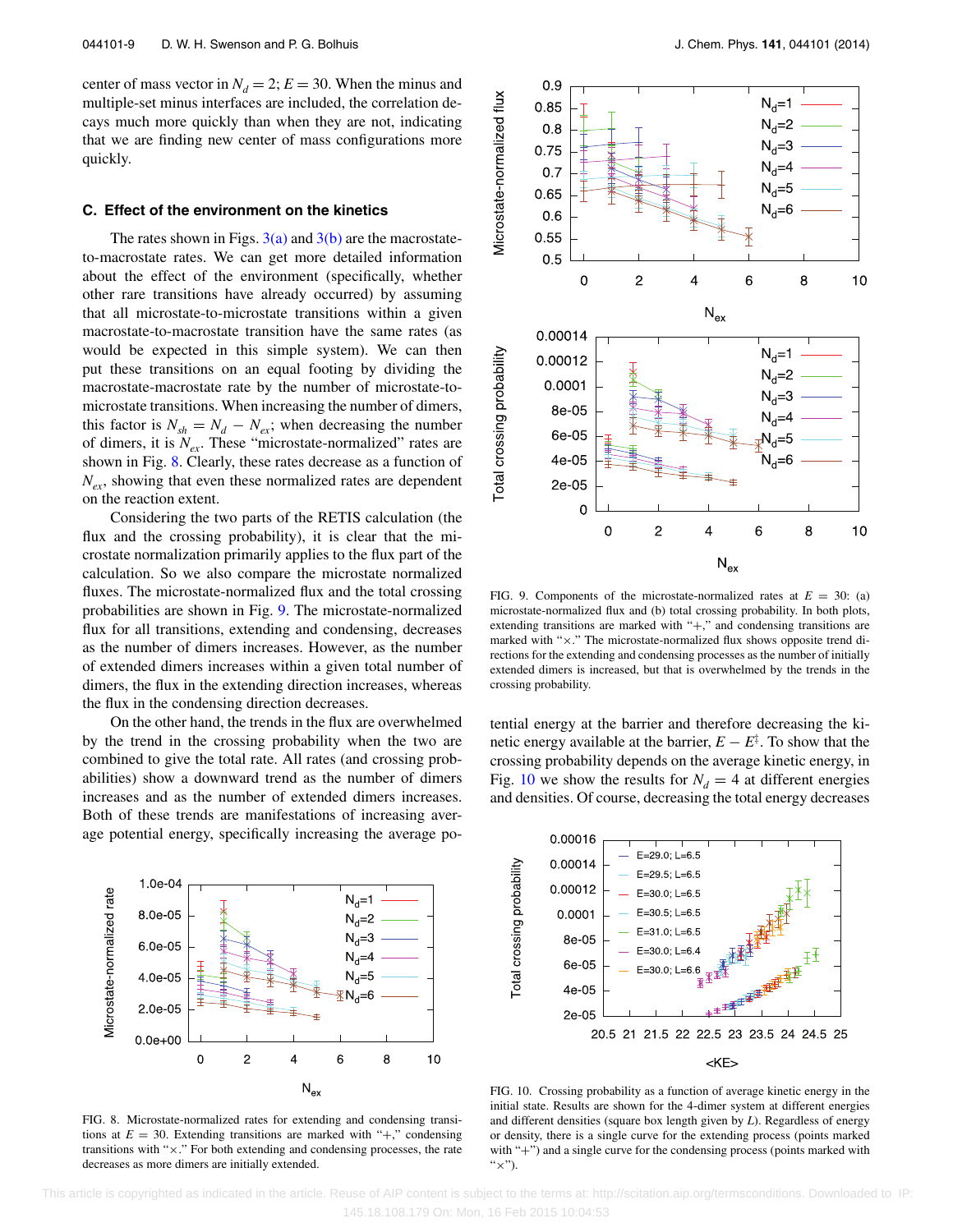center of mass vector in $N_d = 2$; $E = 30$. When the minus and multiple-set minus interfaces are included, the correlation decays much more quickly than when they are not, indicating that we are finding new center of mass configurations more quickly.

### C. Effect of the environment on the kinetics

The rates shown in Figs. 3(a) and 3(b) are the macrostate-to-macrostate rates. We can get more detailed information about the effect of the environment (specifically, whether other rare transitions have already occurred) by assuming that all microstate-to-microstate transitions within a given macrostate-to-macrostate transition have the same rates (as would be expected in this simple system). We can then put these transitions on an equal footing by dividing the macrostate-macrostate rate by the number of microstate-to-microstate transitions. When increasing the number of dimers, this factor is $N_{sh} = N_d - N_{ex}$; when decreasing the number of dimers, it is $N_{ex}$. These "microstate-normalized" rates are shown in Fig. 8. Clearly, these rates decrease as a function of $N_{ex}$, showing that even these normalized rates are dependent on the reaction extent.

Considering the two parts of the RETIS calculation (the flux and the crossing probability), it is clear that the microstate normalization primarily applies to the flux part of the calculation. So we also compare the microstate normalized fluxes. The microstate-normalized flux and the total crossing probabilities are shown in Fig. 9. The microstate-normalized flux for all transitions, extending and condensing, decreases as the number of dimers increases. However, as the number of extended dimers increases within a given total number of dimers, the flux in the extending direction increases, whereas the flux in the condensing direction decreases.

On the other hand, the trends in the flux are overwhelmed by the trend in the crossing probability when the two are combined to give the total rate. All rates (and crossing probabilities) show a downward trend as the number of dimers increases and as the number of extended dimers increases. Both of these trends are manifestations of increasing average potential energy, specifically increasing the average potential energy at the barrier and therefore decreasing the kinetic energy available at the barrier, $E - E^{\ddagger}$. To show that the crossing probability depends on the average kinetic energy, in Fig. 10 we show the results for $N_d = 4$ at different energies and densities. Of course, decreasing the total energy decreases

FIG. 8. Microstate-normalized rates for extending and condensing transitions at $E = 30$. Extending transitions are marked with "+," condensing transitions with "×." For both extending and condensing processes, the rate decreases as more dimers are initially extended.

FIG. 9. Components of the microstate-normalized rates at $E = 30$: (a) microstate-normalized flux and (b) total crossing probability. In both plots, extending transitions are marked with "+," and condensing transitions are marked with "×." The microstate-normalized flux shows opposite trend directions for the extending and condensing processes as the number of initially extended dimers is increased, but that is overwhelmed by the trends in the crossing probability.

FIG. 10. Crossing probability as a function of average kinetic energy in the initial state. Results are shown for the 4-dimer system at different energies and different densities (square box length given by $L$). Regardless of energy or density, there is a single curve for the extending process (points marked with "+") and a single curve for the condensing process (points marked with "×").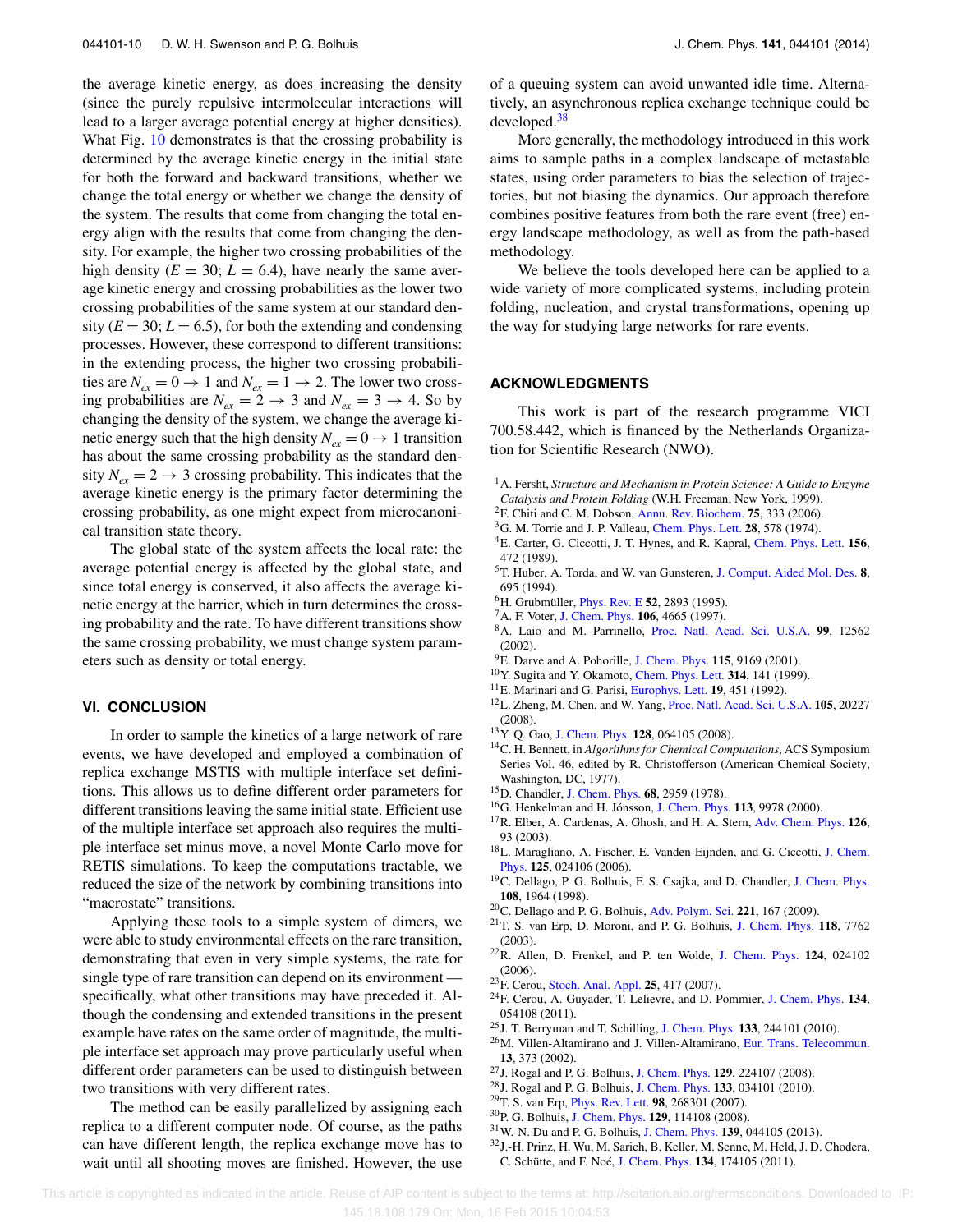the average kinetic energy, as does increasing the density (since the purely repulsive intermolecular interactions will lead to a larger average potential energy at higher densities). What Fig. 10 demonstrates is that the crossing probability is determined by the average kinetic energy in the initial state for both the forward and backward transitions, whether we change the total energy or whether we change the density of the system. The results that come from changing the total energy align with the results that come from changing the density. For example, the higher two crossing probabilities of the high density ($E = 30$; $L = 6.4$), have nearly the same average kinetic energy and crossing probabilities as the lower two crossing probabilities of the same system at our standard density ($E = 30$; $L = 6.5$), for both the extending and condensing processes. However, these correspond to different transitions: in the extending process, the higher two crossing probabilities are $N_{ex} = 0 \rightarrow 1$ and $N_{ex} = 1 \rightarrow 2$. The lower two crossing probabilities are $N_{ex} = 2 \rightarrow 3$ and $N_{ex} = 3 \rightarrow 4$. So by changing the density of the system, we change the average kinetic energy such that the high density $N_{ex} = 0 \rightarrow 1$ transition has about the same crossing probability as the standard density $N_{ex} = 2 \rightarrow 3$ crossing probability. This indicates that the average kinetic energy is the primary factor determining the crossing probability, as one might expect from microcanonical transition state theory.

The global state of the system affects the local rate: the average potential energy is affected by the global state, and since total energy is conserved, it also affects the average kinetic energy at the barrier, which in turn determines the crossing probability and the rate. To have different transitions show the same crossing probability, we must change system parameters such as density or total energy.

## VI. CONCLUSION

In order to sample the kinetics of a large network of rare events, we have developed and employed a combination of replica exchange MSTIS with multiple interface set definitions. This allows us to define different order parameters for different transitions leaving the same initial state. Efficient use of the multiple interface set approach also requires the multiple interface set minus move, a novel Monte Carlo move for RETIS simulations. To keep the computations tractable, we reduced the size of the network by combining transitions into "macrostate" transitions.

Applying these tools to a simple system of dimers, we were able to study environmental effects on the rare transition, demonstrating that even in very simple systems, the rate for single type of rare transition can depend on its environment — specifically, what other transitions may have preceded it. Although the condensing and extended transitions in the present example have rates on the same order of magnitude, the multiple interface set approach may prove particularly useful when different order parameters can be used to distinguish between two transitions with very different rates.

The method can be easily parallelized by assigning each replica to a different computer node. Of course, as the paths can have different length, the replica exchange move has to wait until all shooting moves are finished. However, the use of a queuing system can avoid unwanted idle time. Alternatively, an asynchronous replica exchange technique could be developed.[38]

More generally, the methodology introduced in this work aims to sample paths in a complex landscape of metastable states, using order parameters to bias the selection of trajectories, but not biasing the dynamics. Our approach therefore combines positive features from both the rare event (free) energy landscape methodology, as well as from the path-based methodology.

We believe the tools developed here can be applied to a wide variety of more complicated systems, including protein folding, nucleation, and crystal transformations, opening up the way for studying large networks for rare events.

## ACKNOWLEDGMENTS

This work is part of the research programme VICI 700.58.442, which is financed by the Netherlands Organization for Scientific Research (NWO).

[1] A. Fersht, *Structure and Mechanism in Protein Science: A Guide to Enzyme Catalysis and Protein Folding* (W.H. Freeman, New York, 1999).
[2] F. Chiti and C. M. Dobson, Annu. Rev. Biochem. **75**, 333 (2006).
[3] G. M. Torrie and J. P. Valleau, Chem. Phys. Lett. **28**, 578 (1974).
[4] E. Carter, G. Ciccotti, J. T. Hynes, and R. Kapral, Chem. Phys. Lett. **156**, 472 (1989).
[5] T. Huber, A. Torda, and W. van Gunsteren, J. Comput. Aided Mol. Des. **8**, 695 (1994).
[6] H. Grubmüller, Phys. Rev. E **52**, 2893 (1995).
[7] A. F. Voter, J. Chem. Phys. **106**, 4665 (1997).
[8] A. Laio and M. Parrinello, Proc. Natl. Acad. Sci. U.S.A. **99**, 12562 (2002).
[9] E. Darve and A. Pohorille, J. Chem. Phys. **115**, 9169 (2001).
[10] Y. Sugita and Y. Okamoto, Chem. Phys. Lett. **314**, 141 (1999).
[11] E. Marinari and G. Parisi, Europhys. Lett. **19**, 451 (1992).
[12] L. Zheng, M. Chen, and W. Yang, Proc. Natl. Acad. Sci. U.S.A. **105**, 20227 (2008).
[13] Y. Q. Gao, J. Chem. Phys. **128**, 064105 (2008).
[14] C. H. Bennett, in *Algorithms for Chemical Computations*, ACS Symposium Series Vol. 46, edited by R. Christofferson (American Chemical Society, Washington, DC, 1977).
[15] D. Chandler, J. Chem. Phys. **68**, 2959 (1978).
[16] G. Henkelman and H. Jónsson, J. Chem. Phys. **113**, 9978 (2000).
[17] R. Elber, A. Cardenas, A. Ghosh, and H. A. Stern, Adv. Chem. Phys. **126**, 93 (2003).
[18] L. Maragliano, A. Fischer, E. Vanden-Eijnden, and G. Ciccotti, J. Chem. Phys. **125**, 024106 (2006).
[19] C. Dellago, P. G. Bolhuis, F. S. Csajka, and D. Chandler, J. Chem. Phys. **108**, 1964 (1998).
[20] C. Dellago and P. G. Bolhuis, Adv. Polym. Sci. **221**, 167 (2009).
[21] T. S. van Erp, D. Moroni, and P. G. Bolhuis, J. Chem. Phys. **118**, 7762 (2003).
[22] R. Allen, D. Frenkel, and P. ten Wolde, J. Chem. Phys. **124**, 024102 (2006).
[23] F. Cerou, Stoch. Anal. Appl. **25**, 417 (2007).
[24] F. Cerou, A. Guyader, T. Lelievre, and D. Pommier, J. Chem. Phys. **134**, 054108 (2011).
[25] J. T. Berryman and T. Schilling, J. Chem. Phys. **133**, 244101 (2010).
[26] M. Villen-Altamirano and J. Villen-Altamirano, Eur. Trans. Telecommun. **13**, 373 (2002).
[27] J. Rogal and P. G. Bolhuis, J. Chem. Phys. **129**, 224107 (2008).
[28] J. Rogal and P. G. Bolhuis, J. Chem. Phys. **133**, 034101 (2010).
[29] T. S. van Erp, Phys. Rev. Lett. **98**, 268301 (2007).
[30] P. G. Bolhuis, J. Chem. Phys. **129**, 114108 (2008).
[31] W.-N. Du and P. G. Bolhuis, J. Chem. Phys. **139**, 044105 (2013).
[32] J.-H. Prinz, H. Wu, M. Sarich, B. Keller, M. Senne, M. Held, J. D. Chodera, C. Schütte, and F. Noé, J. Chem. Phys. **134**, 174105 (2011).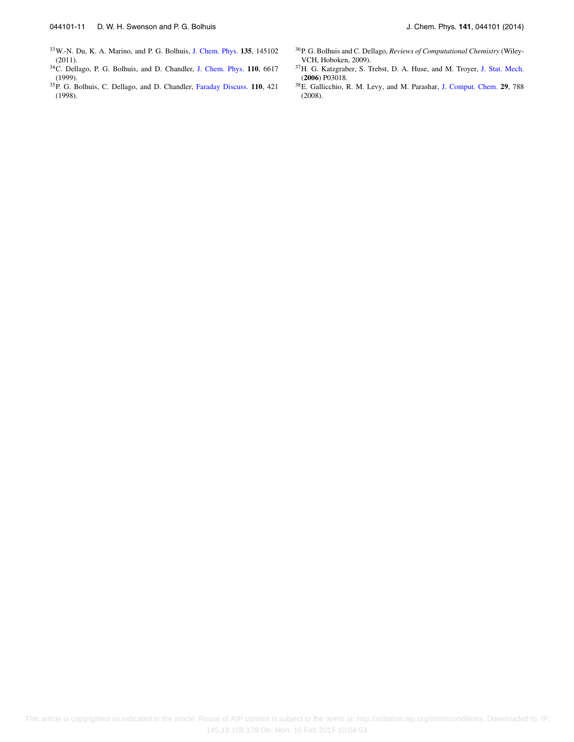[33] W.-N. Du, K. A. Marino, and P. G. Bolhuis, J. Chem. Phys. **135**, 145102 (2011).

[34] C. Dellago, P. G. Bolhuis, and D. Chandler, J. Chem. Phys. **110**, 6617 (1999).

[35] P. G. Bolhuis, C. Dellago, and D. Chandler, Faraday Discuss. **110**, 421 (1998).

[36] P. G. Bolhuis and C. Dellago, *Reviews of Computational Chemistry* (Wiley-VCH, Hoboken, 2009).

[37] H. G. Katzgraber, S. Trebst, D. A. Huse, and M. Troyer, J. Stat. Mech. (**2006**) P03018.

[38] E. Gallicchio, R. M. Levy, and M. Parashar, J. Comput. Chem. **29**, 788 (2008).